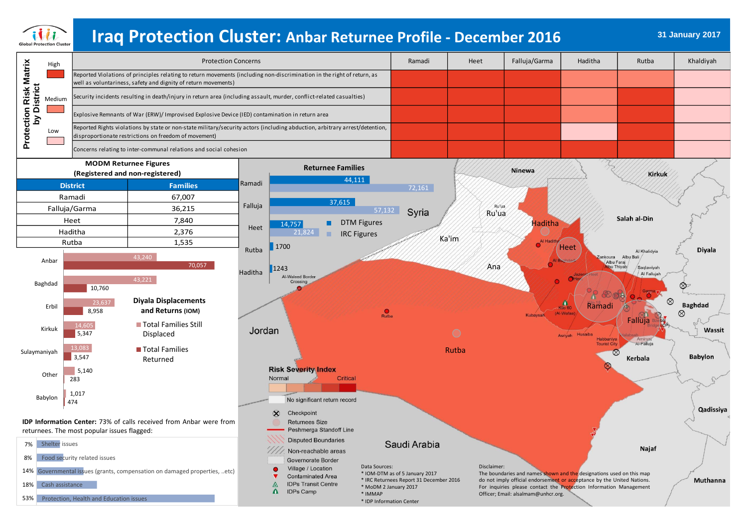# Iraq Protection Cluster: Anbar Returnee Profile - December 2016

31 January 2017

Global Protection Cluster

## Protection Risk Matrix by District

Legend: High / Medium / Low

| Protection Concerns | Ramadi | Heet | Falluja/Garma | Haditha | Rutba | Khaldiyah |
|---|---|---|---|---|---|---|
| Reported Violations of principles relating to return movements (including non-discrimination in the right of return, as well as voluntariness, safety and dignity of return movements) | High | High | High | Medium | Medium | Low |
| Security incidents resulting in death/injury in return area (including assault, murder, conflict-related casualties) | High | High | High | Medium | High | Low |
| Explosive Remnants of War (ERW)/ Improvised Explosive Device (IED) contamination in return area | High | High | High | Medium | High | Low |
| Reported Rights violations by state or non-state military/security actors (including abduction, arbitrary arrest/detention, disproportionate restrictions on freedom of movement) | High | High | High | Low | High | Low |
| Concerns relating to inter-communal relations and social cohesion | High | High | High | High | High | Low |

## MODM Returnee Figures (Registered and non-registered)

| District | Families |
|---|---|
| Ramadi | 67,007 |
| Falluja/Garma | 36,215 |
| Heet | 7,840 |
| Haditha | 2,376 |
| Rutba | 1,535 |

## Returnee Families

| District | DTM Figures | IRC Figures |
|---|---|---|
| Ramadi | 44,111 | 72,161 |
| Falluja | 37,615 | 57,132 |
| Heet | 14,757 | 21,824 |
| Rutba | 1700 | |
| Haditha | 1243 | |

## Diyala Displacements and Returns (IOM)

| Governorate | Total Families Still Displaced | Total Families Returned |
|---|---|---|
| Anbar | 43,240 | 70,057 |
| Baghdad | 43,221 | 10,760 |
| Erbil | 23,637 | 8,958 |
| Kirkuk | 14,605 | 5,347 |
| Sulaymaniyah | 13,083 | 3,547 |
| Other | 5,140 | 283 |
| Babylon | 1,017 | 474 |

**IDP Information Center:** 73% of calls received from Anbar were from returnees. The most popular issues flagged:

| % | Issue |
|---|---|
| 7% | Shelter issues |
| 8% | Food security related issues |
| 14% | Governmental issues (grants, compensation on damaged properties, ..etc) |
| 18% | Cash assistance |
| 53% | Protection, Health and Education issues |

## Map

Ninewa, Kirkuk, Salah al-Din, Diyala, Baghdad, Wassit, Babylon, Kerbala, Qadissiya, Najaf, Muthanna, Syria, Jordan, Saudi Arabia, Ru'ua, Ka'im, Ana, Haditha, Heet, Ramadi, Falluja, Rutba, Al Haditha, Al Baghdadi, Jazera Heet, Zankoura, Albu Bali, Albu Faraj, Albu Thiyab, Al Khalidiya, Saqlawiyah, Al Fallujah, Garma, Kilo 60 (Al-Wafaa), Kubaysah, Husaiba, Asriyah, Habbaniya Tourist City, Amiriyat Al-Falluja, Al-Waleed Border Crossing

**Risk Severity Index**: Normal — Critical

- No significant return record
- Checkpoint
- Returnees Size
- Peshmerga Standoff Line
- Disputed Boundaries
- Non-reachable areas
- Governorate Border
- Village / Location
- Contaminated Area
- IDPs Transit Centre
- IDPs Camp

Data Sources:
- * IOM-DTM as of 5 January 2017
- * IRC Returnees Report 31 December 2016
- * MoDM 2 January 2017
- * IMMAP
- * IDP Information Center

Disclaimer:
The boundaries and names shown and the designations used on this map do not imply official endorsement or acceptance by the United Nations. For inquiries please contact the Protection Information Management Officer; Email: alsalmam@unhcr.org.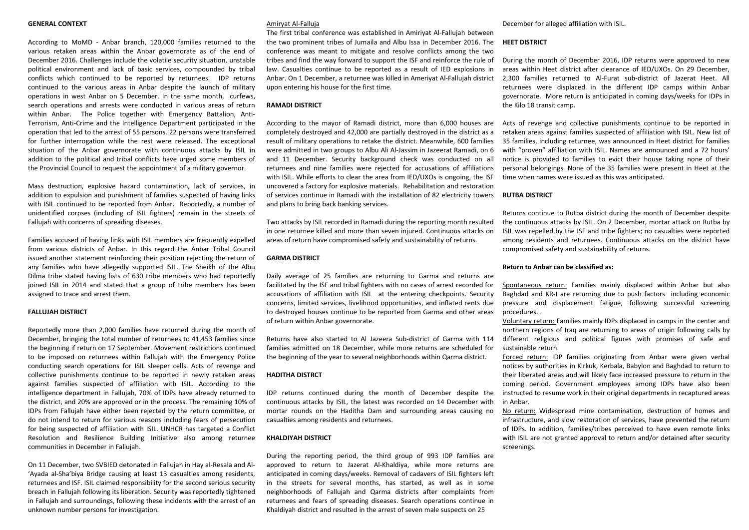#### GENERAL CONTEXT

According to MoMD - Anbar branch, 120,000 families returned to the various retaken areas within the Anbar governorate as of the end of December 2016. Challenges include the volatile security situation, unstable political environment and lack of basic services, compounded by tribal conflicts which continued to be reported by returnees. IDP returns continued to the various areas in Anbar despite the launch of military operations in west Anbar on 5 December. In the same month, curfews, search operations and arrests were conducted in various areas of return within Anbar. The Police together with Emergency Battalion, Anti-Terrorism, Anti-Crime and the Intelligence Department participated in the operation that led to the arrest of 55 persons. 22 persons were transferred for further interrogation while the rest were released. The exceptional situation of the Anbar governorate with continuous attacks by ISIL in addition to the political and tribal conflicts have urged some members of the Provincial Council to request the appointment of a military governor.

Mass destruction, explosive hazard contamination, lack of services, in addition to expulsion and punishment of families suspected of having links with ISIL continued to be reported from Anbar. Reportedly, a number of unidentified corpses (including of ISIL fighters) remain in the streets of Fallujah with concerns of spreading diseases.

Families accused of having links with ISIL members are frequently expelled from various districts of Anbar. In this regard the Anbar Tribal Council issued another statement reinforcing their position rejecting the return of any families who have allegedly supported ISIL. The Sheikh of the Albu Dilma tribe stated having lists of 630 tribe members who had reportedly joined ISIL in 2014 and stated that a group of tribe members has been assigned to trace and arrest them.

#### FALLUJAH DISTRICT

Reportedly more than 2,000 families have returned during the month of December, bringing the total number of returnees to 41,453 families since the beginning if return on 17 September. Movement restrictions continued to be imposed on returnees within Fallujah with the Emergency Police conducting search operations for ISIL sleeper cells. Acts of revenge and collective punishments continue to be reported in newly retaken areas against families suspected of affiliation with ISIL. According to the intelligence department in Fallujah, 70% of IDPs have already returned to the district, and 20% are approved or in the process. The remaining 10% of IDPs from Fallujah have either been rejected by the return committee, or do not intend to return for various reasons including fears of persecution for being suspected of affiliation with ISIL. UNHCR has targeted a Conflict Resolution and Resilience Building Initiative also among returnee communities in December in Fallujah.

On 11 December, two SVBIED detonated in Fallujah in Hay al-Resala and Al-'Ayada al-Sha'biya Bridge causing at least 13 casualties among residents, returnees and ISF. ISIL claimed responsibility for the second serious security breach in Fallujah following its liberation. Security was reportedly tightened in Fallujah and surroundings, following these incidents with the arrest of an unknown number persons for investigation.

Amiryat Al-Falluja

The first tribal conference was established in Amiriyat Al-Fallujah between the two prominent tribes of Jumaila and Albu Issa in December 2016. The conference was meant to mitigate and resolve conflicts among the two tribes and find the way forward to support the ISF and reinforce the rule of law. Casualties continue to be reported as a result of IED explosions in Anbar. On 1 December, a returnee was killed in Ameriyat Al-Fallujah district upon entering his house for the first time.

#### RAMADI DISTRICT

According to the mayor of Ramadi district, more than 6,000 houses are completely destroyed and 42,000 are partially destroyed in the district as a result of military operations to retake the district. Meanwhile, 600 families were admitted in two groups to Albu Ali Al-Jassim in Jazeerat Ramadi, on 6 and 11 December. Security background check was conducted on all returnees and nine families were rejected for accusations of affiliations with ISIL. While efforts to clear the area from IED/UXOs is ongoing, the ISF uncovered a factory for explosive materials. Rehabilitation and restoration of services continue in Ramadi with the installation of 82 electricity towers and plans to bring back banking services.

Two attacks by ISIL recorded in Ramadi during the reporting month resulted in one returnee killed and more than seven injured. Continuous attacks on areas of return have compromised safety and sustainability of returns.

#### GARMA DISTRICT

Daily average of 25 families are returning to Garma and returns are facilitated by the ISF and tribal fighters with no cases of arrest recorded for accusations of affiliation with ISIL at the entering checkpoints. Security concerns, limited services, livelihood opportunities, and inflated rents due to destroyed houses continue to be reported from Garma and other areas of return within Anbar governorate.

Returns have also started to Al Jazeera Sub-district of Garma with 114 families admitted on 18 December, while more returns are scheduled for the beginning of the year to several neighborhoods within Qarma district.

#### HADITHA DISTRCT

IDP returns continued during the month of December despite the continuous attacks by ISIL, the latest was recorded on 14 December with mortar rounds on the Haditha Dam and surrounding areas causing no casualties among residents and returnees.

#### KHALDIYAH DISTRICT

During the reporting period, the third group of 993 IDP families are approved to return to Jazerat Al-Khaldiya, while more returns are anticipated in coming days/weeks. Removal of cadavers of ISIL fighters left in the streets for several months, has started, as well as in some neighborhoods of Fallujah and Qarma districts after complaints from returnees and fears of spreading diseases. Search operations continue in Khaldiyah district and resulted in the arrest of seven male suspects on 25 December for alleged affiliation with ISIL.

#### HEET DISTRICT

During the month of December 2016, IDP returns were approved to new areas within Heet district after clearance of IED/UXOs. On 29 December, 2,300 families returned to Al-Furat sub-district of Jazerat Heet. All returnees were displaced in the different IDP camps within Anbar governorate. More return is anticipated in coming days/weeks for IDPs in the Kilo 18 transit camp.

Acts of revenge and collective punishments continue to be reported in retaken areas against families suspected of affiliation with ISIL. New list of 35 families, including returnee, was announced in Heet district for families with "proven" affiliation with ISIL. Names are announced and a 72 hours' notice is provided to families to evict their house taking none of their personal belongings. None of the 35 families were present in Heet at the time when names were issued as this was anticipated.

#### RUTBA DISTRICT

Returns continue to Rutba district during the month of December despite the continuous attacks by ISIL. On 2 December, mortar attack on Rutba by ISIL was repelled by the ISF and tribe fighters; no casualties were reported among residents and returnees. Continuous attacks on the district have compromised safety and sustainability of returns.

#### Return to Anbar can be classified as:

Spontaneous return: Families mainly displaced within Anbar but also Baghdad and KR-I are returning due to push factors including economic pressure and displacement fatigue, following successful screening procedures. .

Voluntary return: Families mainly IDPs displaced in camps in the center and northern regions of Iraq are returning to areas of origin following calls by different religious and political figures with promises of safe and sustainable return.

Forced return: IDP families originating from Anbar were given verbal notices by authorities in Kirkuk, Kerbala, Babylon and Baghdad to return to their liberated areas and will likely face increased pressure to return in the coming period. Government employees among IDPs have also been instructed to resume work in their original departments in recaptured areas in Anbar.

No return: Widespread mine contamination, destruction of homes and infrastructure, and slow restoration of services, have prevented the return of IDPs. In addition, families/tribes perceived to have even remote links with ISIL are not granted approval to return and/or detained after security screenings.